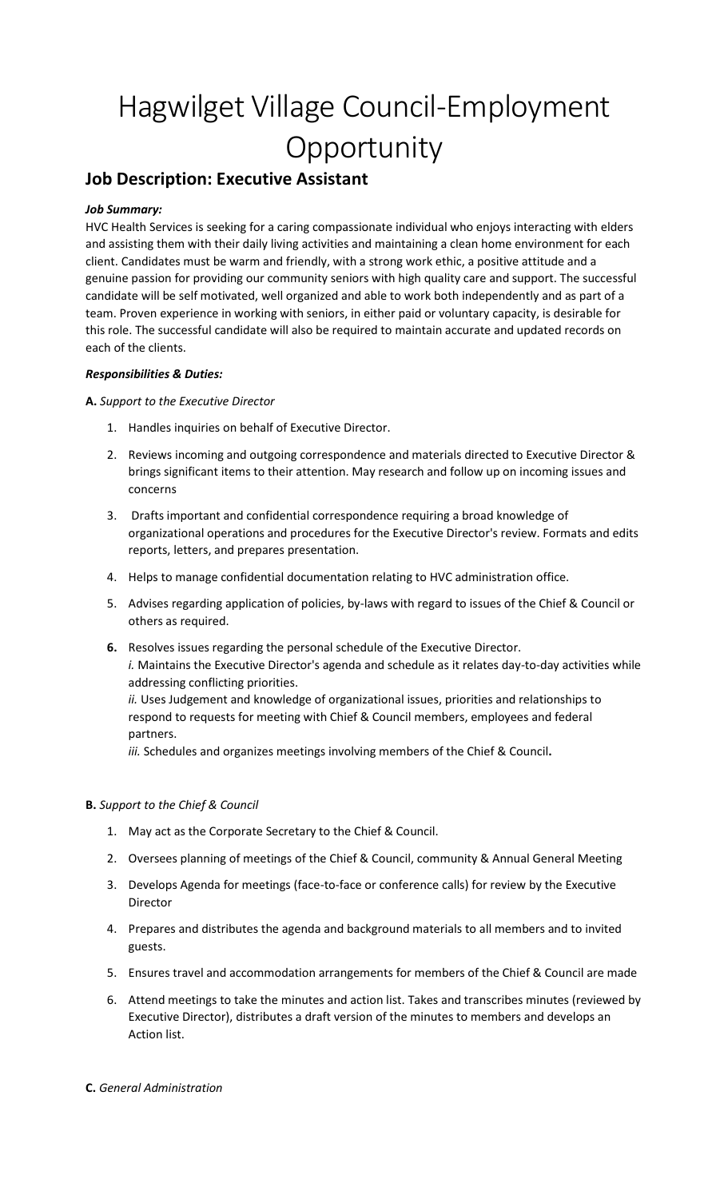# Hagwilget Village Council-Employment Opportunity

## Job Description: Executive Assistant

***Job Summary:***

HVC Health Services is seeking for a caring compassionate individual who enjoys interacting with elders and assisting them with their daily living activities and maintaining a clean home environment for each client. Candidates must be warm and friendly, with a strong work ethic, a positive attitude and a genuine passion for providing our community seniors with high quality care and support. The successful candidate will be self motivated, well organized and able to work both independently and as part of a team. Proven experience in working with seniors, in either paid or voluntary capacity, is desirable for this role. The successful candidate will also be required to maintain accurate and updated records on each of the clients.

***Responsibilities & Duties:***

**A.** *Support to the Executive Director*

1. Handles inquiries on behalf of Executive Director.
2. Reviews incoming and outgoing correspondence and materials directed to Executive Director & brings significant items to their attention. May research and follow up on incoming issues and concerns
3. Drafts important and confidential correspondence requiring a broad knowledge of organizational operations and procedures for the Executive Director's review. Formats and edits reports, letters, and prepares presentation.
4. Helps to manage confidential documentation relating to HVC administration office.
5. Advises regarding application of policies, by-laws with regard to issues of the Chief & Council or others as required.
6. Resolves issues regarding the personal schedule of the Executive Director.
   *i.* Maintains the Executive Director's agenda and schedule as it relates day-to-day activities while addressing conflicting priorities.
   *ii.* Uses Judgement and knowledge of organizational issues, priorities and relationships to respond to requests for meeting with Chief & Council members, employees and federal partners.
   *iii.* Schedules and organizes meetings involving members of the Chief & Council.

**B.** *Support to the Chief & Council*

1. May act as the Corporate Secretary to the Chief & Council.
2. Oversees planning of meetings of the Chief & Council, community & Annual General Meeting
3. Develops Agenda for meetings (face-to-face or conference calls) for review by the Executive Director
4. Prepares and distributes the agenda and background materials to all members and to invited guests.
5. Ensures travel and accommodation arrangements for members of the Chief & Council are made
6. Attend meetings to take the minutes and action list. Takes and transcribes minutes (reviewed by Executive Director), distributes a draft version of the minutes to members and develops an Action list.

**C.** *General Administration*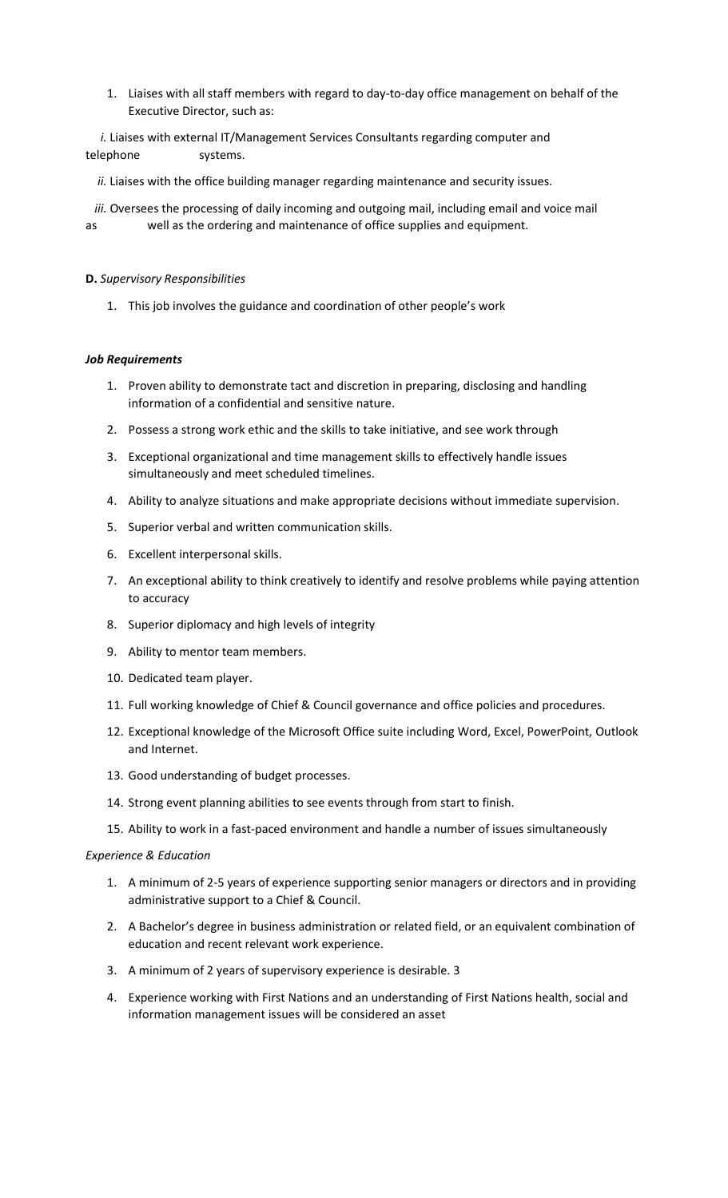1. Liaises with all staff members with regard to day-to-day office management on behalf of the Executive Director, such as:

   *i.* Liaises with external IT/Management Services Consultants regarding computer and telephone systems.

   *ii.* Liaises with the office building manager regarding maintenance and security issues.

   *iii.* Oversees the processing of daily incoming and outgoing mail, including email and voice mail as well as the ordering and maintenance of office supplies and equipment.

**D.** *Supervisory Responsibilities*

1. This job involves the guidance and coordination of other people's work

***Job Requirements***

1. Proven ability to demonstrate tact and discretion in preparing, disclosing and handling information of a confidential and sensitive nature.
2. Possess a strong work ethic and the skills to take initiative, and see work through
3. Exceptional organizational and time management skills to effectively handle issues simultaneously and meet scheduled timelines.
4. Ability to analyze situations and make appropriate decisions without immediate supervision.
5. Superior verbal and written communication skills.
6. Excellent interpersonal skills.
7. An exceptional ability to think creatively to identify and resolve problems while paying attention to accuracy
8. Superior diplomacy and high levels of integrity
9. Ability to mentor team members.
10. Dedicated team player.
11. Full working knowledge of Chief & Council governance and office policies and procedures.
12. Exceptional knowledge of the Microsoft Office suite including Word, Excel, PowerPoint, Outlook and Internet.
13. Good understanding of budget processes.
14. Strong event planning abilities to see events through from start to finish.
15. Ability to work in a fast-paced environment and handle a number of issues simultaneously

*Experience & Education*

1. A minimum of 2-5 years of experience supporting senior managers or directors and in providing administrative support to a Chief & Council.
2. A Bachelor's degree in business administration or related field, or an equivalent combination of education and recent relevant work experience.
3. A minimum of 2 years of supervisory experience is desirable. 3
4. Experience working with First Nations and an understanding of First Nations health, social and information management issues will be considered an asset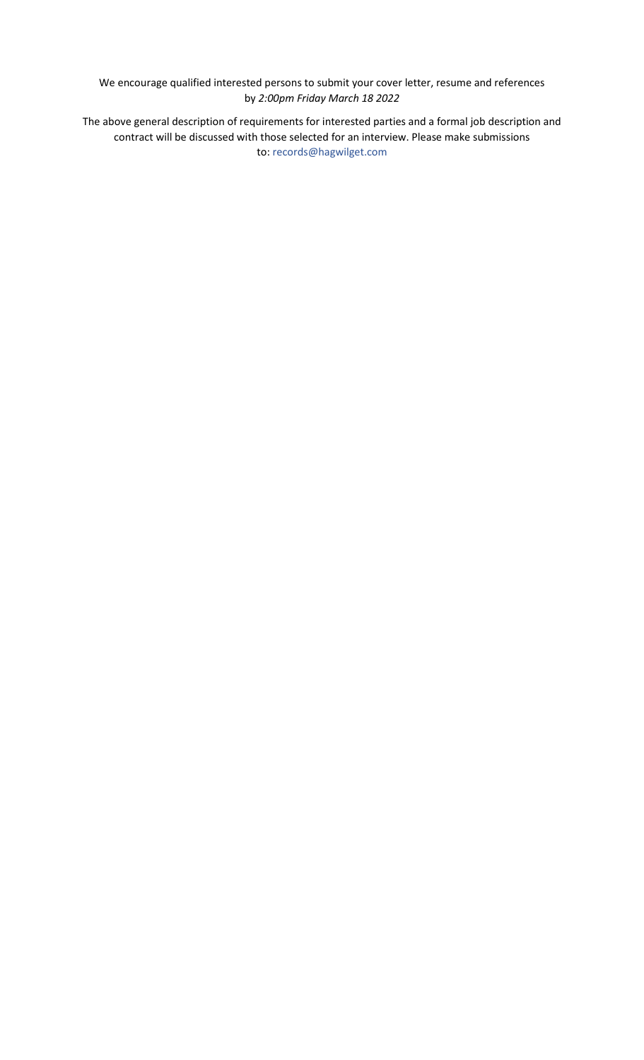We encourage qualified interested persons to submit your cover letter, resume and references by *2:00pm Friday March 18 2022*

The above general description of requirements for interested parties and a formal job description and contract will be discussed with those selected for an interview. Please make submissions to: records@hagwilget.com